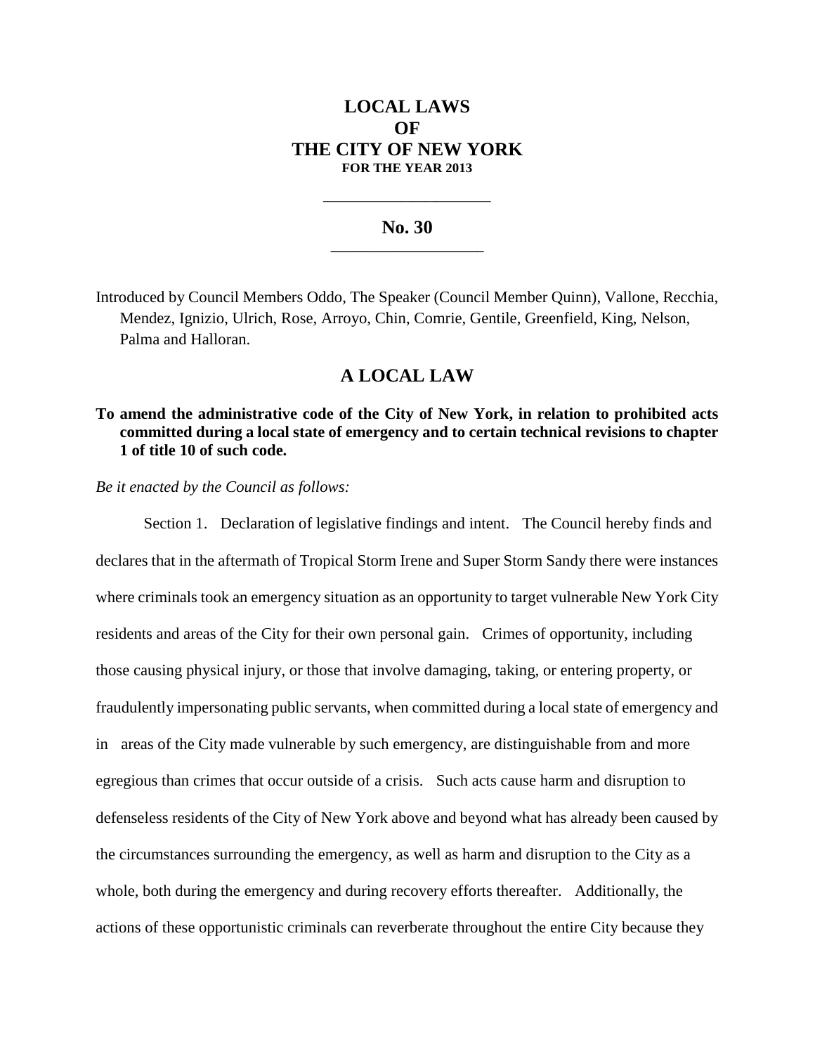# LOCAL LAWS OF THE CITY OF NEW YORK

**FOR THE YEAR 2013**

---

## No. 30

---

Introduced by Council Members Oddo, The Speaker (Council Member Quinn), Vallone, Recchia, Mendez, Ignizio, Ulrich, Rose, Arroyo, Chin, Comrie, Gentile, Greenfield, King, Nelson, Palma and Halloran.

## A LOCAL LAW

**To amend the administrative code of the City of New York, in relation to prohibited acts committed during a local state of emergency and to certain technical revisions to chapter 1 of title 10 of such code.**

*Be it enacted by the Council as follows:*

Section 1. Declaration of legislative findings and intent. The Council hereby finds and declares that in the aftermath of Tropical Storm Irene and Super Storm Sandy there were instances where criminals took an emergency situation as an opportunity to target vulnerable New York City residents and areas of the City for their own personal gain. Crimes of opportunity, including those causing physical injury, or those that involve damaging, taking, or entering property, or fraudulently impersonating public servants, when committed during a local state of emergency and in areas of the City made vulnerable by such emergency, are distinguishable from and more egregious than crimes that occur outside of a crisis. Such acts cause harm and disruption to defenseless residents of the City of New York above and beyond what has already been caused by the circumstances surrounding the emergency, as well as harm and disruption to the City as a whole, both during the emergency and during recovery efforts thereafter. Additionally, the actions of these opportunistic criminals can reverberate throughout the entire City because they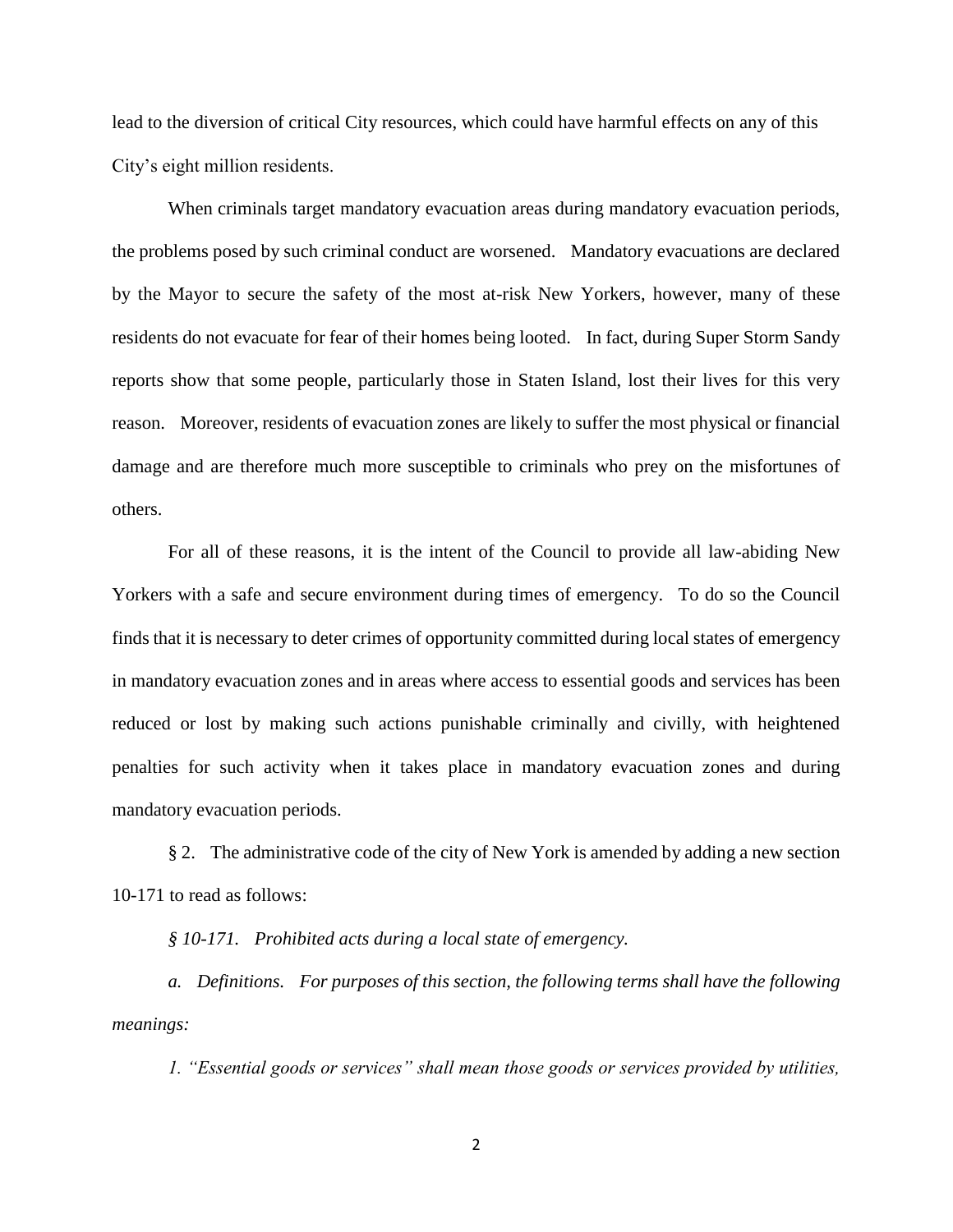lead to the diversion of critical City resources, which could have harmful effects on any of this City's eight million residents.

When criminals target mandatory evacuation areas during mandatory evacuation periods, the problems posed by such criminal conduct are worsened. Mandatory evacuations are declared by the Mayor to secure the safety of the most at-risk New Yorkers, however, many of these residents do not evacuate for fear of their homes being looted. In fact, during Super Storm Sandy reports show that some people, particularly those in Staten Island, lost their lives for this very reason. Moreover, residents of evacuation zones are likely to suffer the most physical or financial damage and are therefore much more susceptible to criminals who prey on the misfortunes of others.

For all of these reasons, it is the intent of the Council to provide all law-abiding New Yorkers with a safe and secure environment during times of emergency. To do so the Council finds that it is necessary to deter crimes of opportunity committed during local states of emergency in mandatory evacuation zones and in areas where access to essential goods and services has been reduced or lost by making such actions punishable criminally and civilly, with heightened penalties for such activity when it takes place in mandatory evacuation zones and during mandatory evacuation periods.

§ 2. The administrative code of the city of New York is amended by adding a new section 10-171 to read as follows:

*§ 10-171. Prohibited acts during a local state of emergency.*

*a. Definitions. For purposes of this section, the following terms shall have the following meanings:*

*1. "Essential goods or services" shall mean those goods or services provided by utilities,*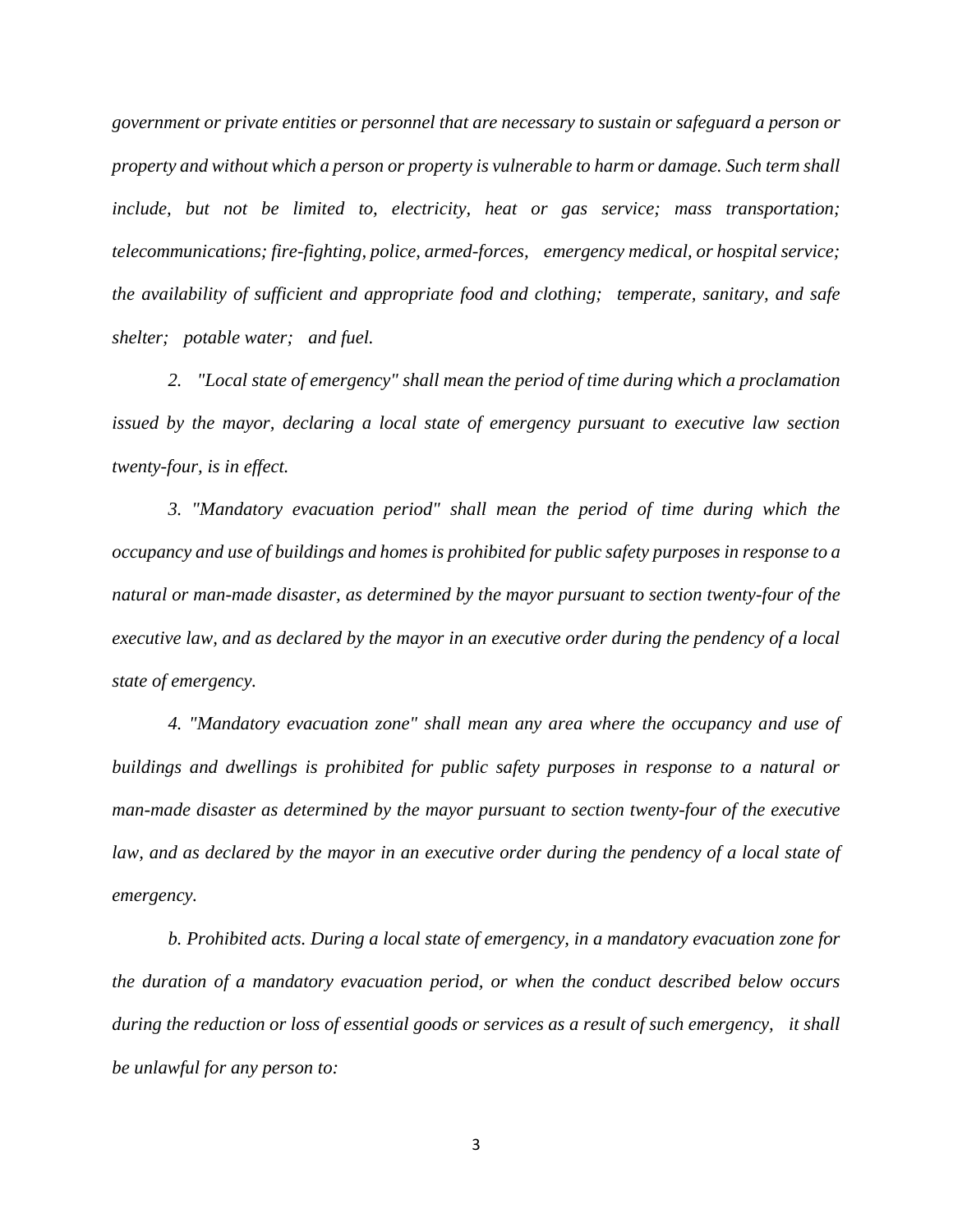*government or private entities or personnel that are necessary to sustain or safeguard a person or property and without which a person or property is vulnerable to harm or damage. Such term shall include, but not be limited to, electricity, heat or gas service; mass transportation; telecommunications; fire-fighting, police, armed-forces, emergency medical, or hospital service; the availability of sufficient and appropriate food and clothing; temperate, sanitary, and safe shelter; potable water; and fuel.*

*2. "Local state of emergency" shall mean the period of time during which a proclamation issued by the mayor, declaring a local state of emergency pursuant to executive law section twenty-four, is in effect.*

*3. "Mandatory evacuation period" shall mean the period of time during which the occupancy and use of buildings and homes is prohibited for public safety purposes in response to a natural or man-made disaster, as determined by the mayor pursuant to section twenty-four of the executive law, and as declared by the mayor in an executive order during the pendency of a local state of emergency.*

*4. "Mandatory evacuation zone" shall mean any area where the occupancy and use of buildings and dwellings is prohibited for public safety purposes in response to a natural or man-made disaster as determined by the mayor pursuant to section twenty-four of the executive law, and as declared by the mayor in an executive order during the pendency of a local state of emergency.*

*b. Prohibited acts. During a local state of emergency, in a mandatory evacuation zone for the duration of a mandatory evacuation period, or when the conduct described below occurs during the reduction or loss of essential goods or services as a result of such emergency, it shall be unlawful for any person to:*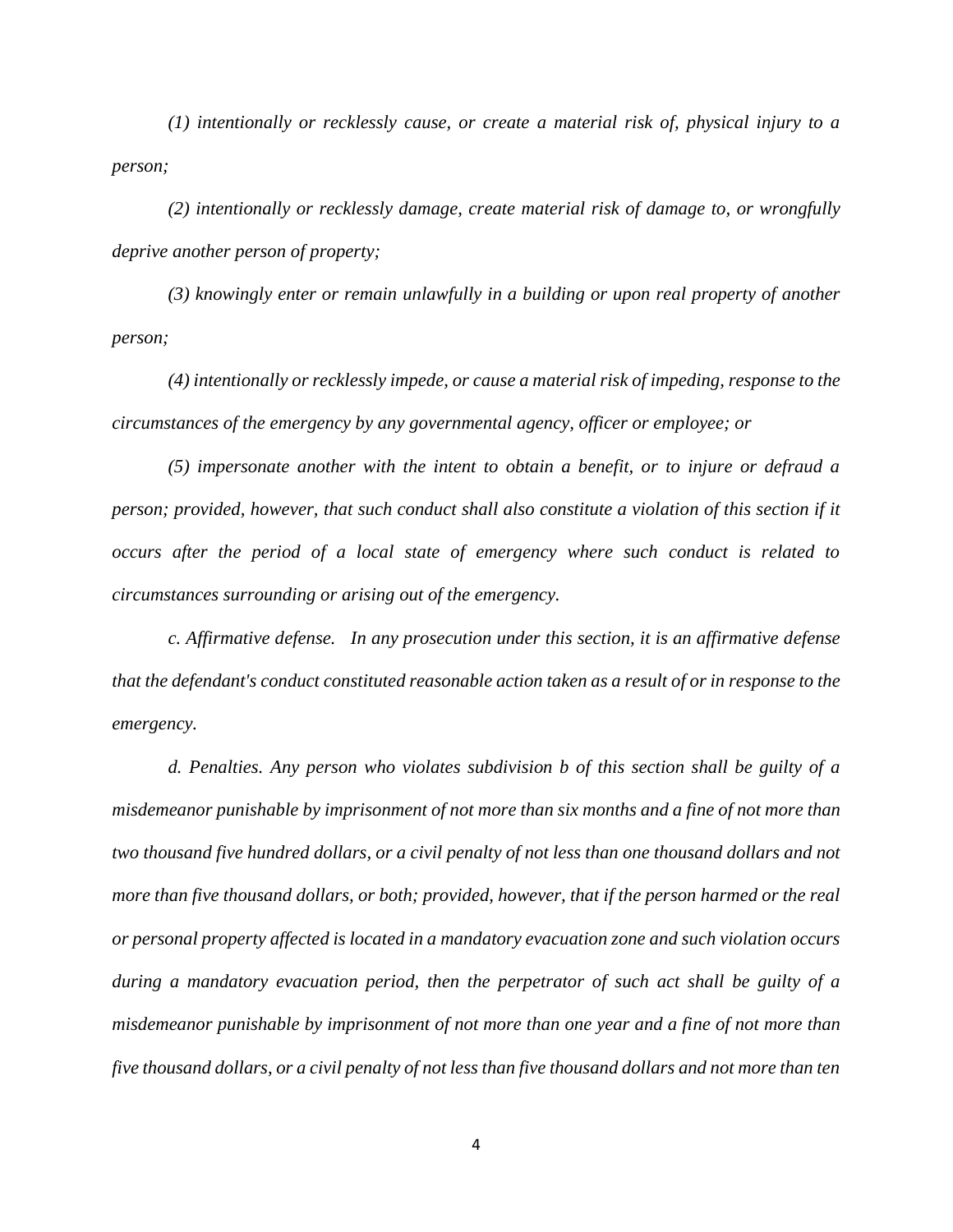*(1) intentionally or recklessly cause, or create a material risk of, physical injury to a person;*

*(2) intentionally or recklessly damage, create material risk of damage to, or wrongfully deprive another person of property;*

*(3) knowingly enter or remain unlawfully in a building or upon real property of another person;*

*(4) intentionally or recklessly impede, or cause a material risk of impeding, response to the circumstances of the emergency by any governmental agency, officer or employee; or*

*(5) impersonate another with the intent to obtain a benefit, or to injure or defraud a person; provided, however, that such conduct shall also constitute a violation of this section if it occurs after the period of a local state of emergency where such conduct is related to circumstances surrounding or arising out of the emergency.*

*c. Affirmative defense. In any prosecution under this section, it is an affirmative defense that the defendant's conduct constituted reasonable action taken as a result of or in response to the emergency.*

*d. Penalties. Any person who violates subdivision b of this section shall be guilty of a misdemeanor punishable by imprisonment of not more than six months and a fine of not more than two thousand five hundred dollars, or a civil penalty of not less than one thousand dollars and not more than five thousand dollars, or both; provided, however, that if the person harmed or the real or personal property affected is located in a mandatory evacuation zone and such violation occurs during a mandatory evacuation period, then the perpetrator of such act shall be guilty of a misdemeanor punishable by imprisonment of not more than one year and a fine of not more than five thousand dollars, or a civil penalty of not less than five thousand dollars and not more than ten*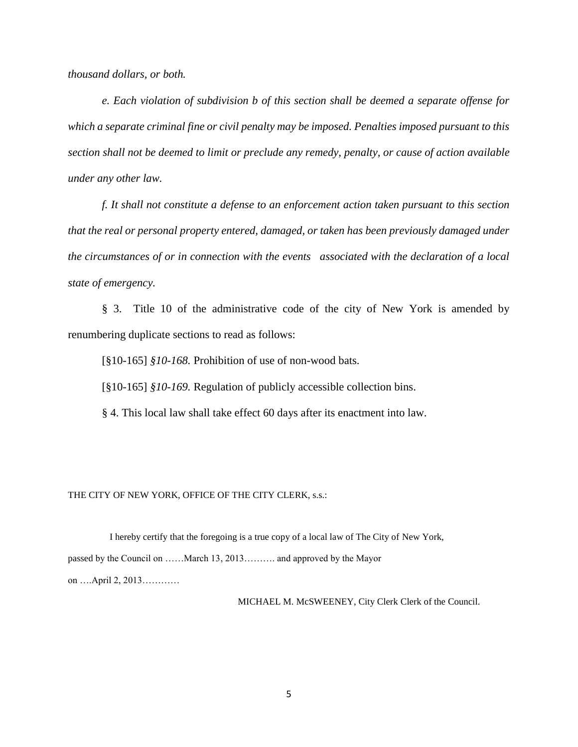*thousand dollars, or both.*

*e. Each violation of subdivision b of this section shall be deemed a separate offense for which a separate criminal fine or civil penalty may be imposed. Penalties imposed pursuant to this section shall not be deemed to limit or preclude any remedy, penalty, or cause of action available under any other law.*

*f. It shall not constitute a defense to an enforcement action taken pursuant to this section that the real or personal property entered, damaged, or taken has been previously damaged under the circumstances of or in connection with the events associated with the declaration of a local state of emergency.*

§ 3. Title 10 of the administrative code of the city of New York is amended by renumbering duplicate sections to read as follows:

[§10-165] *§10-168.* Prohibition of use of non-wood bats.

[§10-165] *§10-169.* Regulation of publicly accessible collection bins.

§ 4. This local law shall take effect 60 days after its enactment into law.

THE CITY OF NEW YORK, OFFICE OF THE CITY CLERK, s.s.:

I hereby certify that the foregoing is a true copy of a local law of The City of New York, passed by the Council on ……March 13, 2013………. and approved by the Mayor on ….April 2, 2013…………

MICHAEL M. McSWEENEY, City Clerk Clerk of the Council.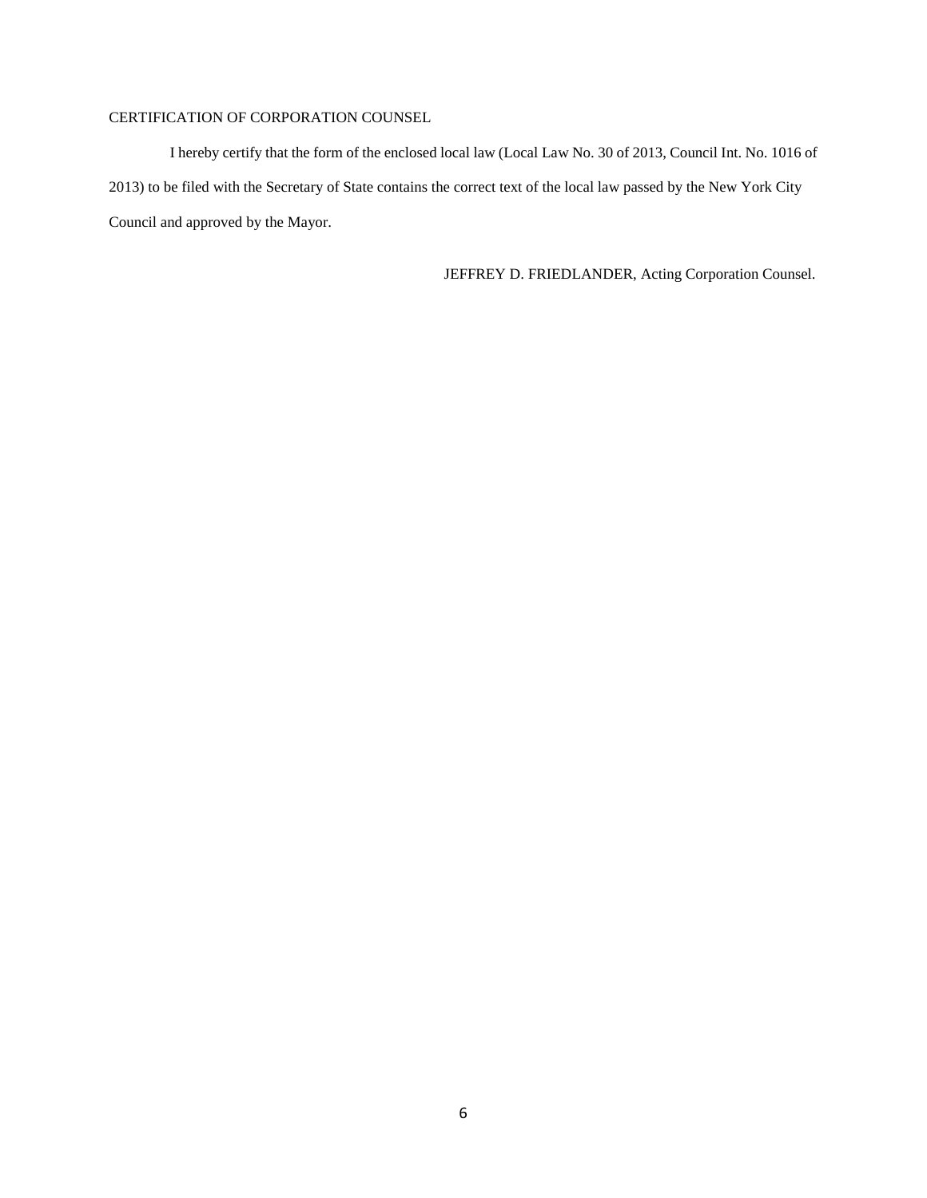CERTIFICATION OF CORPORATION COUNSEL

I hereby certify that the form of the enclosed local law (Local Law No. 30 of 2013, Council Int. No. 1016 of 2013) to be filed with the Secretary of State contains the correct text of the local law passed by the New York City Council and approved by the Mayor.

JEFFREY D. FRIEDLANDER, Acting Corporation Counsel.